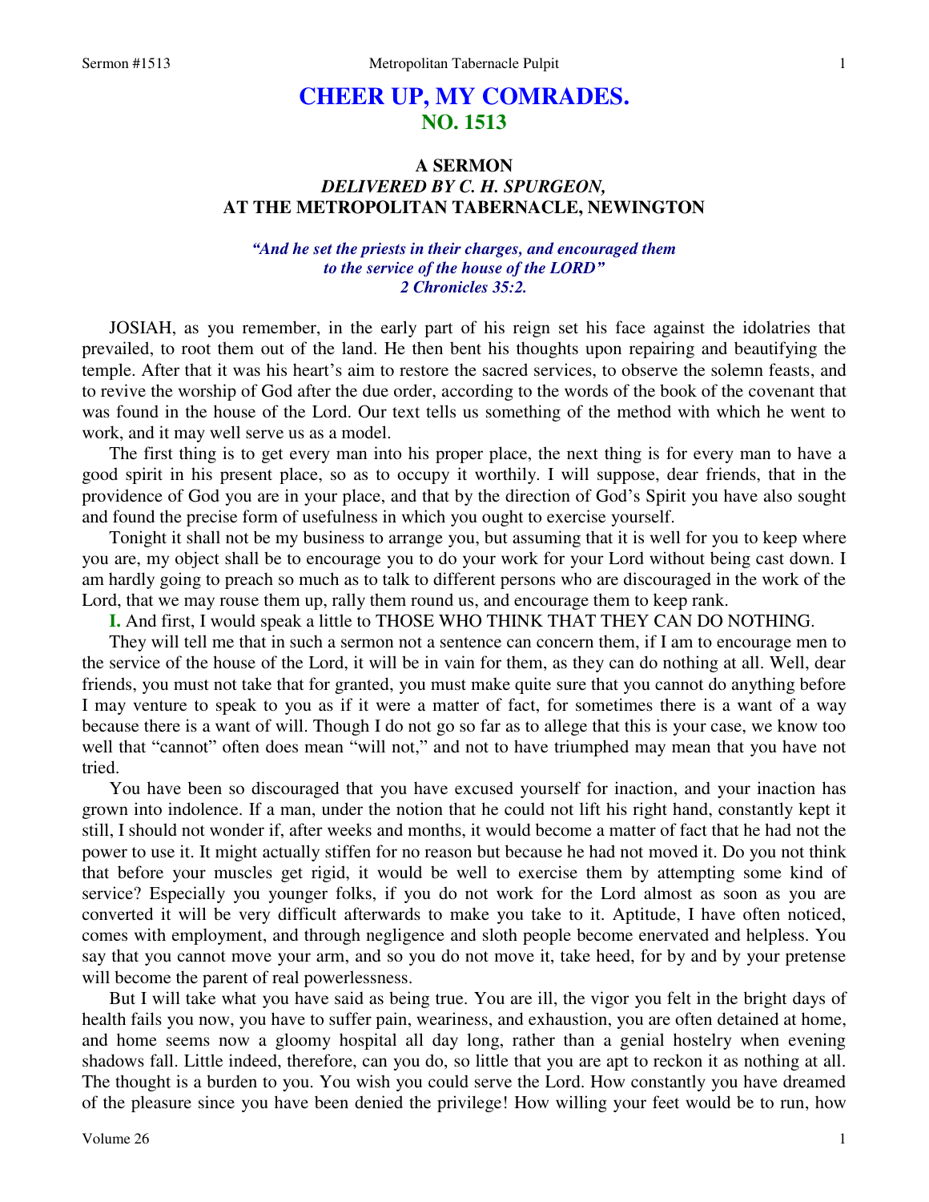# CHEER UP, MY COMRADES.
## NO. 1513

### A SERMON
### *DELIVERED BY C. H. SPURGEON,*
### AT THE METROPOLITAN TABERNACLE, NEWINGTON

*"And he set the priests in their charges, and encouraged them to the service of the house of the LORD"*
*2 Chronicles 35:2.*

JOSIAH, as you remember, in the early part of his reign set his face against the idolatries that prevailed, to root them out of the land. He then bent his thoughts upon repairing and beautifying the temple. After that it was his heart's aim to restore the sacred services, to observe the solemn feasts, and to revive the worship of God after the due order, according to the words of the book of the covenant that was found in the house of the Lord. Our text tells us something of the method with which he went to work, and it may well serve us as a model.

The first thing is to get every man into his proper place, the next thing is for every man to have a good spirit in his present place, so as to occupy it worthily. I will suppose, dear friends, that in the providence of God you are in your place, and that by the direction of God's Spirit you have also sought and found the precise form of usefulness in which you ought to exercise yourself.

Tonight it shall not be my business to arrange you, but assuming that it is well for you to keep where you are, my object shall be to encourage you to do your work for your Lord without being cast down. I am hardly going to preach so much as to talk to different persons who are discouraged in the work of the Lord, that we may rouse them up, rally them round us, and encourage them to keep rank.

**I.** And first, I would speak a little to THOSE WHO THINK THAT THEY CAN DO NOTHING.

They will tell me that in such a sermon not a sentence can concern them, if I am to encourage men to the service of the house of the Lord, it will be in vain for them, as they can do nothing at all. Well, dear friends, you must not take that for granted, you must make quite sure that you cannot do anything before I may venture to speak to you as if it were a matter of fact, for sometimes there is a want of a way because there is a want of will. Though I do not go so far as to allege that this is your case, we know too well that "cannot" often does mean "will not," and not to have triumphed may mean that you have not tried.

You have been so discouraged that you have excused yourself for inaction, and your inaction has grown into indolence. If a man, under the notion that he could not lift his right hand, constantly kept it still, I should not wonder if, after weeks and months, it would become a matter of fact that he had not the power to use it. It might actually stiffen for no reason but because he had not moved it. Do you not think that before your muscles get rigid, it would be well to exercise them by attempting some kind of service? Especially you younger folks, if you do not work for the Lord almost as soon as you are converted it will be very difficult afterwards to make you take to it. Aptitude, I have often noticed, comes with employment, and through negligence and sloth people become enervated and helpless. You say that you cannot move your arm, and so you do not move it, take heed, for by and by your pretense will become the parent of real powerlessness.

But I will take what you have said as being true. You are ill, the vigor you felt in the bright days of health fails you now, you have to suffer pain, weariness, and exhaustion, you are often detained at home, and home seems now a gloomy hospital all day long, rather than a genial hostelry when evening shadows fall. Little indeed, therefore, can you do, so little that you are apt to reckon it as nothing at all. The thought is a burden to you. You wish you could serve the Lord. How constantly you have dreamed of the pleasure since you have been denied the privilege! How willing your feet would be to run, how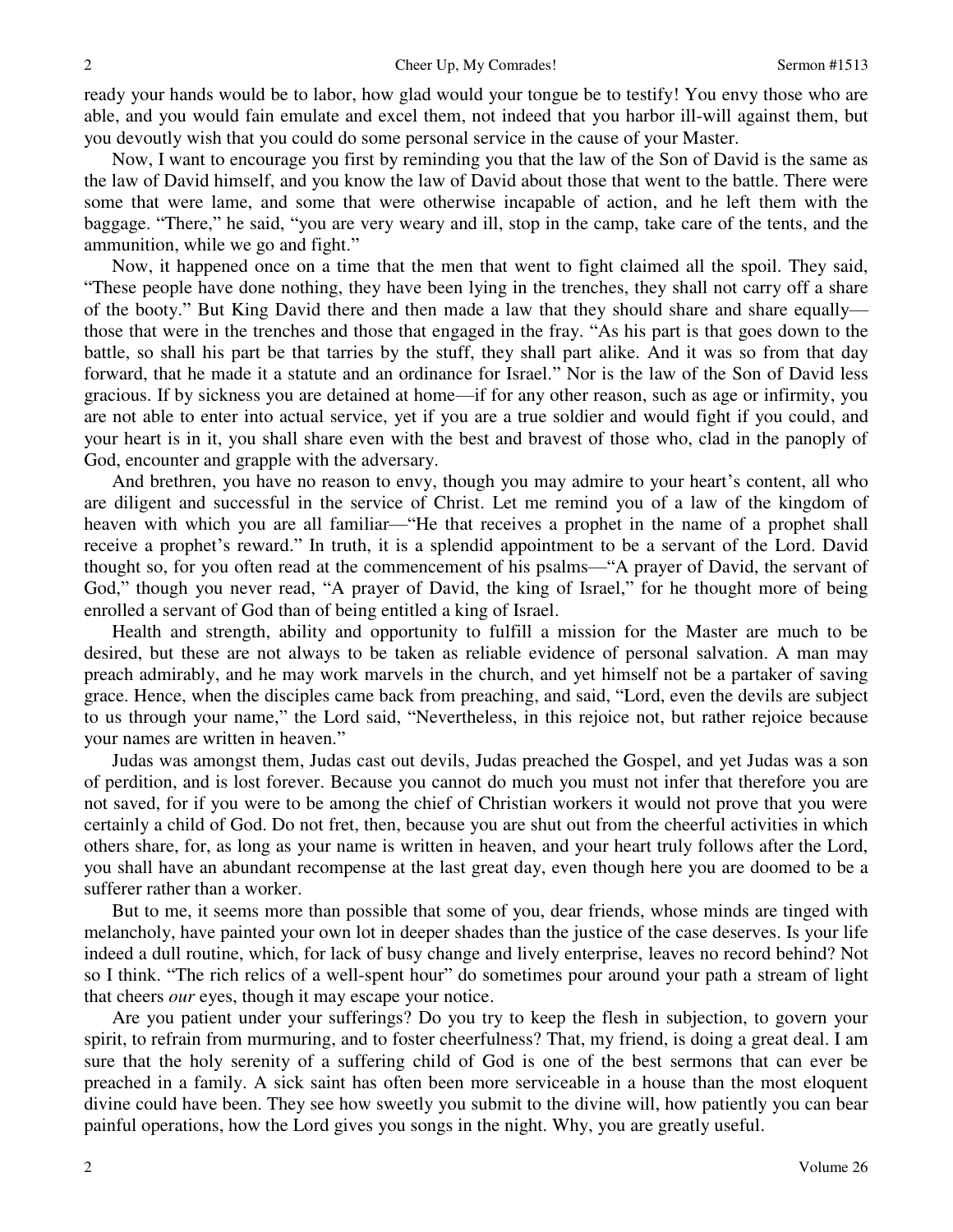ready your hands would be to labor, how glad would your tongue be to testify! You envy those who are able, and you would fain emulate and excel them, not indeed that you harbor ill-will against them, but you devoutly wish that you could do some personal service in the cause of your Master.

Now, I want to encourage you first by reminding you that the law of the Son of David is the same as the law of David himself, and you know the law of David about those that went to the battle. There were some that were lame, and some that were otherwise incapable of action, and he left them with the baggage. "There," he said, "you are very weary and ill, stop in the camp, take care of the tents, and the ammunition, while we go and fight."

Now, it happened once on a time that the men that went to fight claimed all the spoil. They said, "These people have done nothing, they have been lying in the trenches, they shall not carry off a share of the booty." But King David there and then made a law that they should share and share equally—those that were in the trenches and those that engaged in the fray. "As his part is that goes down to the battle, so shall his part be that tarries by the stuff, they shall part alike. And it was so from that day forward, that he made it a statute and an ordinance for Israel." Nor is the law of the Son of David less gracious. If by sickness you are detained at home—if for any other reason, such as age or infirmity, you are not able to enter into actual service, yet if you are a true soldier and would fight if you could, and your heart is in it, you shall share even with the best and bravest of those who, clad in the panoply of God, encounter and grapple with the adversary.

And brethren, you have no reason to envy, though you may admire to your heart's content, all who are diligent and successful in the service of Christ. Let me remind you of a law of the kingdom of heaven with which you are all familiar—"He that receives a prophet in the name of a prophet shall receive a prophet's reward." In truth, it is a splendid appointment to be a servant of the Lord. David thought so, for you often read at the commencement of his psalms—"A prayer of David, the servant of God," though you never read, "A prayer of David, the king of Israel," for he thought more of being enrolled a servant of God than of being entitled a king of Israel.

Health and strength, ability and opportunity to fulfill a mission for the Master are much to be desired, but these are not always to be taken as reliable evidence of personal salvation. A man may preach admirably, and he may work marvels in the church, and yet himself not be a partaker of saving grace. Hence, when the disciples came back from preaching, and said, "Lord, even the devils are subject to us through your name," the Lord said, "Nevertheless, in this rejoice not, but rather rejoice because your names are written in heaven."

Judas was amongst them, Judas cast out devils, Judas preached the Gospel, and yet Judas was a son of perdition, and is lost forever. Because you cannot do much you must not infer that therefore you are not saved, for if you were to be among the chief of Christian workers it would not prove that you were certainly a child of God. Do not fret, then, because you are shut out from the cheerful activities in which others share, for, as long as your name is written in heaven, and your heart truly follows after the Lord, you shall have an abundant recompense at the last great day, even though here you are doomed to be a sufferer rather than a worker.

But to me, it seems more than possible that some of you, dear friends, whose minds are tinged with melancholy, have painted your own lot in deeper shades than the justice of the case deserves. Is your life indeed a dull routine, which, for lack of busy change and lively enterprise, leaves no record behind? Not so I think. "The rich relics of a well-spent hour" do sometimes pour around your path a stream of light that cheers *our* eyes, though it may escape your notice.

Are you patient under your sufferings? Do you try to keep the flesh in subjection, to govern your spirit, to refrain from murmuring, and to foster cheerfulness? That, my friend, is doing a great deal. I am sure that the holy serenity of a suffering child of God is one of the best sermons that can ever be preached in a family. A sick saint has often been more serviceable in a house than the most eloquent divine could have been. They see how sweetly you submit to the divine will, how patiently you can bear painful operations, how the Lord gives you songs in the night. Why, you are greatly useful.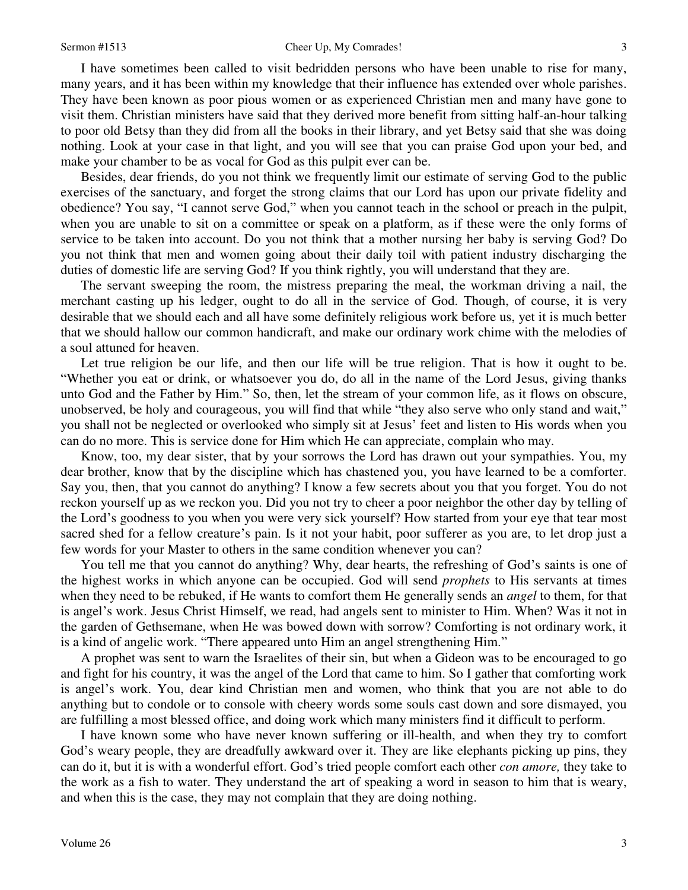I have sometimes been called to visit bedridden persons who have been unable to rise for many, many years, and it has been within my knowledge that their influence has extended over whole parishes. They have been known as poor pious women or as experienced Christian men and many have gone to visit them. Christian ministers have said that they derived more benefit from sitting half-an-hour talking to poor old Betsy than they did from all the books in their library, and yet Betsy said that she was doing nothing. Look at your case in that light, and you will see that you can praise God upon your bed, and make your chamber to be as vocal for God as this pulpit ever can be.

Besides, dear friends, do you not think we frequently limit our estimate of serving God to the public exercises of the sanctuary, and forget the strong claims that our Lord has upon our private fidelity and obedience? You say, "I cannot serve God," when you cannot teach in the school or preach in the pulpit, when you are unable to sit on a committee or speak on a platform, as if these were the only forms of service to be taken into account. Do you not think that a mother nursing her baby is serving God? Do you not think that men and women going about their daily toil with patient industry discharging the duties of domestic life are serving God? If you think rightly, you will understand that they are.

The servant sweeping the room, the mistress preparing the meal, the workman driving a nail, the merchant casting up his ledger, ought to do all in the service of God. Though, of course, it is very desirable that we should each and all have some definitely religious work before us, yet it is much better that we should hallow our common handicraft, and make our ordinary work chime with the melodies of a soul attuned for heaven.

Let true religion be our life, and then our life will be true religion. That is how it ought to be. "Whether you eat or drink, or whatsoever you do, do all in the name of the Lord Jesus, giving thanks unto God and the Father by Him." So, then, let the stream of your common life, as it flows on obscure, unobserved, be holy and courageous, you will find that while "they also serve who only stand and wait," you shall not be neglected or overlooked who simply sit at Jesus' feet and listen to His words when you can do no more. This is service done for Him which He can appreciate, complain who may.

Know, too, my dear sister, that by your sorrows the Lord has drawn out your sympathies. You, my dear brother, know that by the discipline which has chastened you, you have learned to be a comforter. Say you, then, that you cannot do anything? I know a few secrets about you that you forget. You do not reckon yourself up as we reckon you. Did you not try to cheer a poor neighbor the other day by telling of the Lord's goodness to you when you were very sick yourself? How started from your eye that tear most sacred shed for a fellow creature's pain. Is it not your habit, poor sufferer as you are, to let drop just a few words for your Master to others in the same condition whenever you can?

You tell me that you cannot do anything? Why, dear hearts, the refreshing of God's saints is one of the highest works in which anyone can be occupied. God will send *prophets* to His servants at times when they need to be rebuked, if He wants to comfort them He generally sends an *angel* to them, for that is angel's work. Jesus Christ Himself, we read, had angels sent to minister to Him. When? Was it not in the garden of Gethsemane, when He was bowed down with sorrow? Comforting is not ordinary work, it is a kind of angelic work. "There appeared unto Him an angel strengthening Him."

A prophet was sent to warn the Israelites of their sin, but when a Gideon was to be encouraged to go and fight for his country, it was the angel of the Lord that came to him. So I gather that comforting work is angel's work. You, dear kind Christian men and women, who think that you are not able to do anything but to condole or to console with cheery words some souls cast down and sore dismayed, you are fulfilling a most blessed office, and doing work which many ministers find it difficult to perform.

I have known some who have never known suffering or ill-health, and when they try to comfort God's weary people, they are dreadfully awkward over it. They are like elephants picking up pins, they can do it, but it is with a wonderful effort. God's tried people comfort each other *con amore,* they take to the work as a fish to water. They understand the art of speaking a word in season to him that is weary, and when this is the case, they may not complain that they are doing nothing.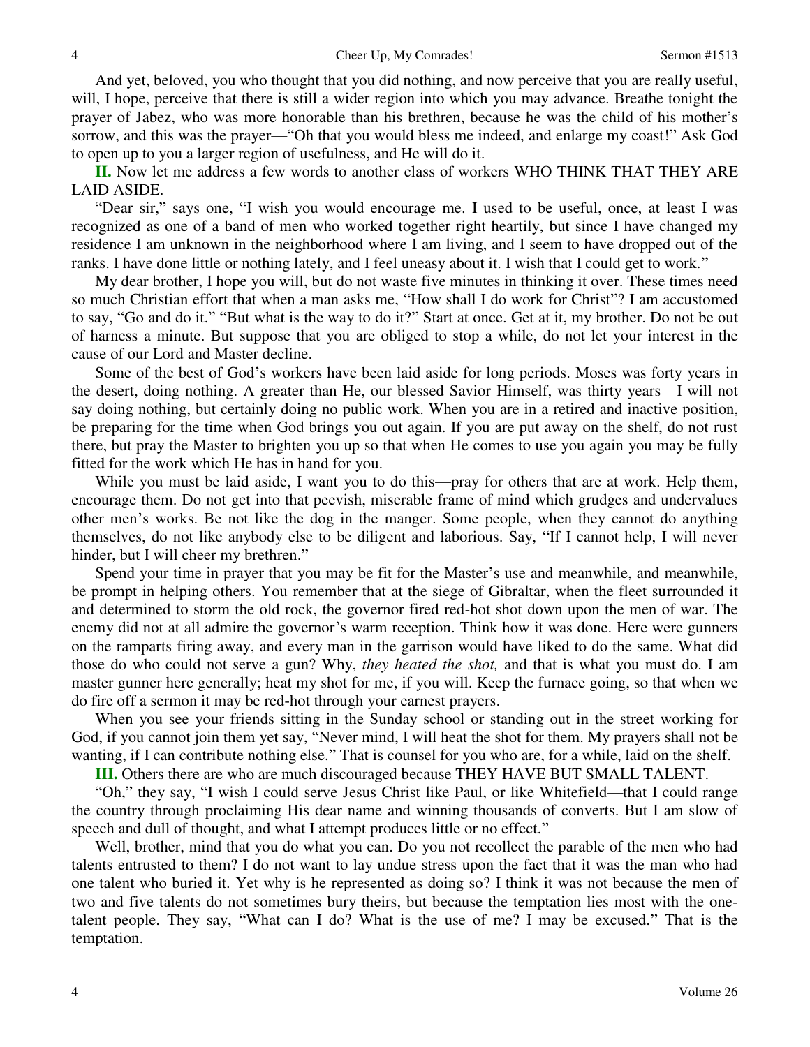And yet, beloved, you who thought that you did nothing, and now perceive that you are really useful, will, I hope, perceive that there is still a wider region into which you may advance. Breathe tonight the prayer of Jabez, who was more honorable than his brethren, because he was the child of his mother's sorrow, and this was the prayer—"Oh that you would bless me indeed, and enlarge my coast!" Ask God to open up to you a larger region of usefulness, and He will do it.

**II.** Now let me address a few words to another class of workers WHO THINK THAT THEY ARE LAID ASIDE.

"Dear sir," says one, "I wish you would encourage me. I used to be useful, once, at least I was recognized as one of a band of men who worked together right heartily, but since I have changed my residence I am unknown in the neighborhood where I am living, and I seem to have dropped out of the ranks. I have done little or nothing lately, and I feel uneasy about it. I wish that I could get to work."

My dear brother, I hope you will, but do not waste five minutes in thinking it over. These times need so much Christian effort that when a man asks me, "How shall I do work for Christ"? I am accustomed to say, "Go and do it." "But what is the way to do it?" Start at once. Get at it, my brother. Do not be out of harness a minute. But suppose that you are obliged to stop a while, do not let your interest in the cause of our Lord and Master decline.

Some of the best of God's workers have been laid aside for long periods. Moses was forty years in the desert, doing nothing. A greater than He, our blessed Savior Himself, was thirty years—I will not say doing nothing, but certainly doing no public work. When you are in a retired and inactive position, be preparing for the time when God brings you out again. If you are put away on the shelf, do not rust there, but pray the Master to brighten you up so that when He comes to use you again you may be fully fitted for the work which He has in hand for you.

While you must be laid aside, I want you to do this—pray for others that are at work. Help them, encourage them. Do not get into that peevish, miserable frame of mind which grudges and undervalues other men's works. Be not like the dog in the manger. Some people, when they cannot do anything themselves, do not like anybody else to be diligent and laborious. Say, "If I cannot help, I will never hinder, but I will cheer my brethren."

Spend your time in prayer that you may be fit for the Master's use and meanwhile, and meanwhile, be prompt in helping others. You remember that at the siege of Gibraltar, when the fleet surrounded it and determined to storm the old rock, the governor fired red-hot shot down upon the men of war. The enemy did not at all admire the governor's warm reception. Think how it was done. Here were gunners on the ramparts firing away, and every man in the garrison would have liked to do the same. What did those do who could not serve a gun? Why, *they heated the shot,* and that is what you must do. I am master gunner here generally; heat my shot for me, if you will. Keep the furnace going, so that when we do fire off a sermon it may be red-hot through your earnest prayers.

When you see your friends sitting in the Sunday school or standing out in the street working for God, if you cannot join them yet say, "Never mind, I will heat the shot for them. My prayers shall not be wanting, if I can contribute nothing else." That is counsel for you who are, for a while, laid on the shelf.

**III.** Others there are who are much discouraged because THEY HAVE BUT SMALL TALENT.

"Oh," they say, "I wish I could serve Jesus Christ like Paul, or like Whitefield—that I could range the country through proclaiming His dear name and winning thousands of converts. But I am slow of speech and dull of thought, and what I attempt produces little or no effect."

Well, brother, mind that you do what you can. Do you not recollect the parable of the men who had talents entrusted to them? I do not want to lay undue stress upon the fact that it was the man who had one talent who buried it. Yet why is he represented as doing so? I think it was not because the men of two and five talents do not sometimes bury theirs, but because the temptation lies most with the one-talent people. They say, "What can I do? What is the use of me? I may be excused." That is the temptation.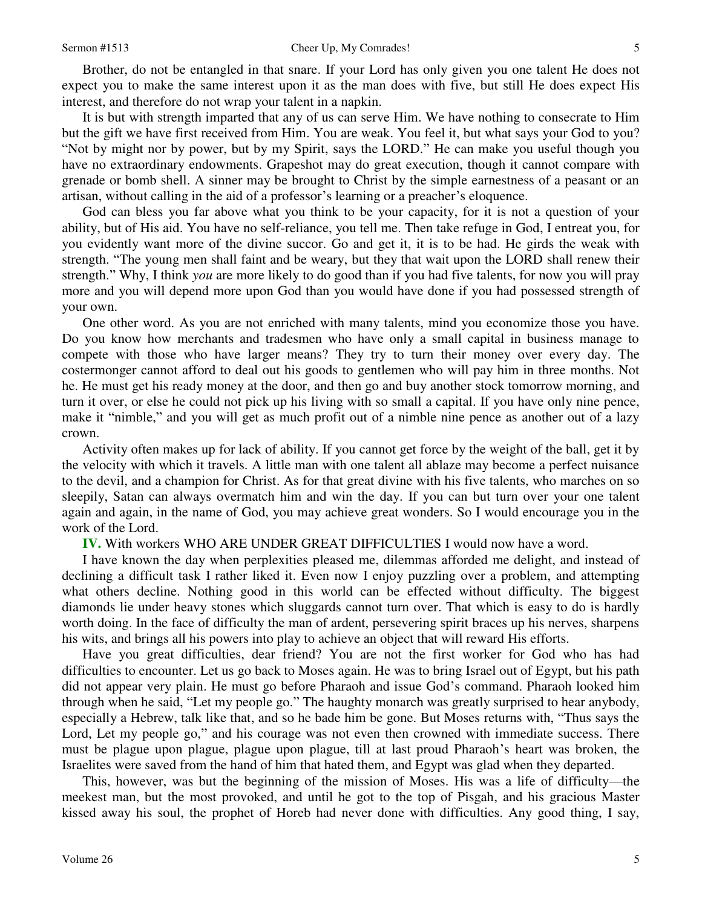Brother, do not be entangled in that snare. If your Lord has only given you one talent He does not expect you to make the same interest upon it as the man does with five, but still He does expect His interest, and therefore do not wrap your talent in a napkin.

It is but with strength imparted that any of us can serve Him. We have nothing to consecrate to Him but the gift we have first received from Him. You are weak. You feel it, but what says your God to you? "Not by might nor by power, but by my Spirit, says the LORD." He can make you useful though you have no extraordinary endowments. Grapeshot may do great execution, though it cannot compare with grenade or bomb shell. A sinner may be brought to Christ by the simple earnestness of a peasant or an artisan, without calling in the aid of a professor's learning or a preacher's eloquence.

God can bless you far above what you think to be your capacity, for it is not a question of your ability, but of His aid. You have no self-reliance, you tell me. Then take refuge in God, I entreat you, for you evidently want more of the divine succor. Go and get it, it is to be had. He girds the weak with strength. "The young men shall faint and be weary, but they that wait upon the LORD shall renew their strength." Why, I think *you* are more likely to do good than if you had five talents, for now you will pray more and you will depend more upon God than you would have done if you had possessed strength of your own.

One other word. As you are not enriched with many talents, mind you economize those you have. Do you know how merchants and tradesmen who have only a small capital in business manage to compete with those who have larger means? They try to turn their money over every day. The costermonger cannot afford to deal out his goods to gentlemen who will pay him in three months. Not he. He must get his ready money at the door, and then go and buy another stock tomorrow morning, and turn it over, or else he could not pick up his living with so small a capital. If you have only nine pence, make it "nimble," and you will get as much profit out of a nimble nine pence as another out of a lazy crown.

Activity often makes up for lack of ability. If you cannot get force by the weight of the ball, get it by the velocity with which it travels. A little man with one talent all ablaze may become a perfect nuisance to the devil, and a champion for Christ. As for that great divine with his five talents, who marches on so sleepily, Satan can always overmatch him and win the day. If you can but turn over your one talent again and again, in the name of God, you may achieve great wonders. So I would encourage you in the work of the Lord.

**IV.** With workers WHO ARE UNDER GREAT DIFFICULTIES I would now have a word.

I have known the day when perplexities pleased me, dilemmas afforded me delight, and instead of declining a difficult task I rather liked it. Even now I enjoy puzzling over a problem, and attempting what others decline. Nothing good in this world can be effected without difficulty. The biggest diamonds lie under heavy stones which sluggards cannot turn over. That which is easy to do is hardly worth doing. In the face of difficulty the man of ardent, persevering spirit braces up his nerves, sharpens his wits, and brings all his powers into play to achieve an object that will reward His efforts.

Have you great difficulties, dear friend? You are not the first worker for God who has had difficulties to encounter. Let us go back to Moses again. He was to bring Israel out of Egypt, but his path did not appear very plain. He must go before Pharaoh and issue God's command. Pharaoh looked him through when he said, "Let my people go." The haughty monarch was greatly surprised to hear anybody, especially a Hebrew, talk like that, and so he bade him be gone. But Moses returns with, "Thus says the Lord, Let my people go," and his courage was not even then crowned with immediate success. There must be plague upon plague, plague upon plague, till at last proud Pharaoh's heart was broken, the Israelites were saved from the hand of him that hated them, and Egypt was glad when they departed.

This, however, was but the beginning of the mission of Moses. His was a life of difficulty—the meekest man, but the most provoked, and until he got to the top of Pisgah, and his gracious Master kissed away his soul, the prophet of Horeb had never done with difficulties. Any good thing, I say,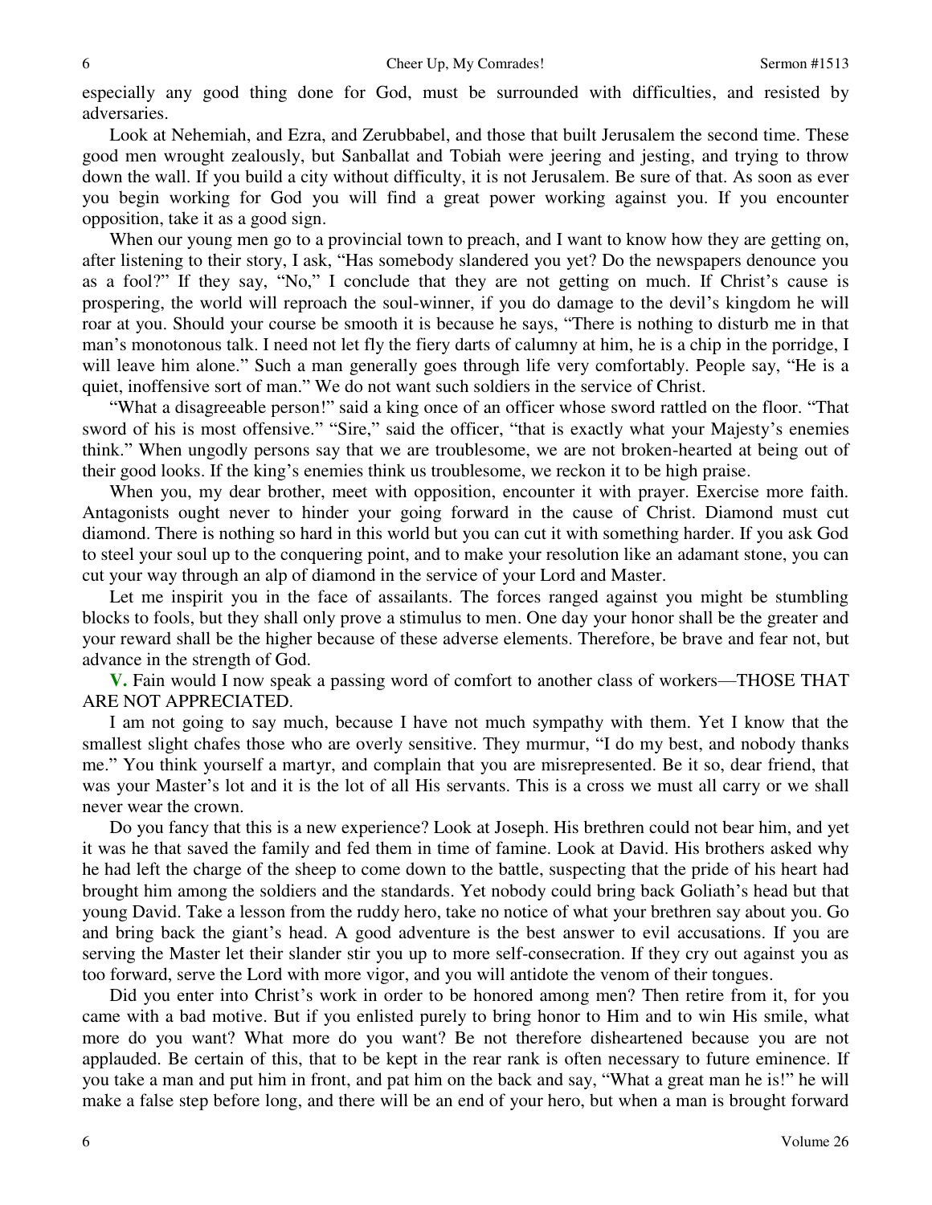especially any good thing done for God, must be surrounded with difficulties, and resisted by adversaries.

Look at Nehemiah, and Ezra, and Zerubbabel, and those that built Jerusalem the second time. These good men wrought zealously, but Sanballat and Tobiah were jeering and jesting, and trying to throw down the wall. If you build a city without difficulty, it is not Jerusalem. Be sure of that. As soon as ever you begin working for God you will find a great power working against you. If you encounter opposition, take it as a good sign.

When our young men go to a provincial town to preach, and I want to know how they are getting on, after listening to their story, I ask, "Has somebody slandered you yet? Do the newspapers denounce you as a fool?" If they say, "No," I conclude that they are not getting on much. If Christ's cause is prospering, the world will reproach the soul-winner, if you do damage to the devil's kingdom he will roar at you. Should your course be smooth it is because he says, "There is nothing to disturb me in that man's monotonous talk. I need not let fly the fiery darts of calumny at him, he is a chip in the porridge, I will leave him alone." Such a man generally goes through life very comfortably. People say, "He is a quiet, inoffensive sort of man." We do not want such soldiers in the service of Christ.

"What a disagreeable person!" said a king once of an officer whose sword rattled on the floor. "That sword of his is most offensive." "Sire," said the officer, "that is exactly what your Majesty's enemies think." When ungodly persons say that we are troublesome, we are not broken-hearted at being out of their good looks. If the king's enemies think us troublesome, we reckon it to be high praise.

When you, my dear brother, meet with opposition, encounter it with prayer. Exercise more faith. Antagonists ought never to hinder your going forward in the cause of Christ. Diamond must cut diamond. There is nothing so hard in this world but you can cut it with something harder. If you ask God to steel your soul up to the conquering point, and to make your resolution like an adamant stone, you can cut your way through an alp of diamond in the service of your Lord and Master.

Let me inspirit you in the face of assailants. The forces ranged against you might be stumbling blocks to fools, but they shall only prove a stimulus to men. One day your honor shall be the greater and your reward shall be the higher because of these adverse elements. Therefore, be brave and fear not, but advance in the strength of God.

**V.** Fain would I now speak a passing word of comfort to another class of workers—THOSE THAT ARE NOT APPRECIATED.

I am not going to say much, because I have not much sympathy with them. Yet I know that the smallest slight chafes those who are overly sensitive. They murmur, "I do my best, and nobody thanks me." You think yourself a martyr, and complain that you are misrepresented. Be it so, dear friend, that was your Master's lot and it is the lot of all His servants. This is a cross we must all carry or we shall never wear the crown.

Do you fancy that this is a new experience? Look at Joseph. His brethren could not bear him, and yet it was he that saved the family and fed them in time of famine. Look at David. His brothers asked why he had left the charge of the sheep to come down to the battle, suspecting that the pride of his heart had brought him among the soldiers and the standards. Yet nobody could bring back Goliath's head but that young David. Take a lesson from the ruddy hero, take no notice of what your brethren say about you. Go and bring back the giant's head. A good adventure is the best answer to evil accusations. If you are serving the Master let their slander stir you up to more self-consecration. If they cry out against you as too forward, serve the Lord with more vigor, and you will antidote the venom of their tongues.

Did you enter into Christ's work in order to be honored among men? Then retire from it, for you came with a bad motive. But if you enlisted purely to bring honor to Him and to win His smile, what more do you want? What more do you want? Be not therefore disheartened because you are not applauded. Be certain of this, that to be kept in the rear rank is often necessary to future eminence. If you take a man and put him in front, and pat him on the back and say, "What a great man he is!" he will make a false step before long, and there will be an end of your hero, but when a man is brought forward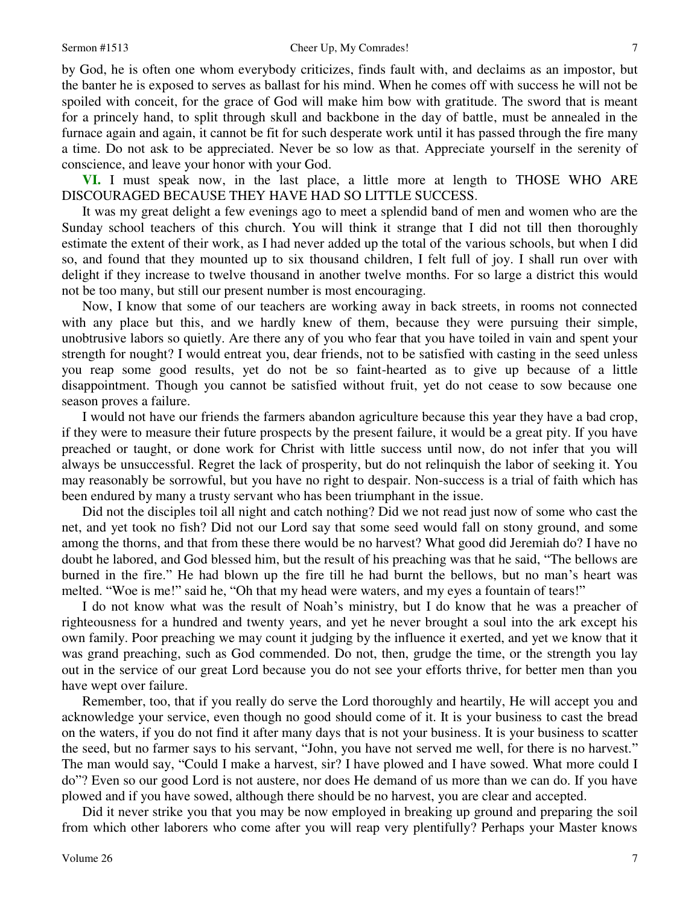by God, he is often one whom everybody criticizes, finds fault with, and declaims as an impostor, but the banter he is exposed to serves as ballast for his mind. When he comes off with success he will not be spoiled with conceit, for the grace of God will make him bow with gratitude. The sword that is meant for a princely hand, to split through skull and backbone in the day of battle, must be annealed in the furnace again and again, it cannot be fit for such desperate work until it has passed through the fire many a time. Do not ask to be appreciated. Never be so low as that. Appreciate yourself in the serenity of conscience, and leave your honor with your God.

**VI.** I must speak now, in the last place, a little more at length to THOSE WHO ARE DISCOURAGED BECAUSE THEY HAVE HAD SO LITTLE SUCCESS.

It was my great delight a few evenings ago to meet a splendid band of men and women who are the Sunday school teachers of this church. You will think it strange that I did not till then thoroughly estimate the extent of their work, as I had never added up the total of the various schools, but when I did so, and found that they mounted up to six thousand children, I felt full of joy. I shall run over with delight if they increase to twelve thousand in another twelve months. For so large a district this would not be too many, but still our present number is most encouraging.

Now, I know that some of our teachers are working away in back streets, in rooms not connected with any place but this, and we hardly knew of them, because they were pursuing their simple, unobtrusive labors so quietly. Are there any of you who fear that you have toiled in vain and spent your strength for nought? I would entreat you, dear friends, not to be satisfied with casting in the seed unless you reap some good results, yet do not be so faint-hearted as to give up because of a little disappointment. Though you cannot be satisfied without fruit, yet do not cease to sow because one season proves a failure.

I would not have our friends the farmers abandon agriculture because this year they have a bad crop, if they were to measure their future prospects by the present failure, it would be a great pity. If you have preached or taught, or done work for Christ with little success until now, do not infer that you will always be unsuccessful. Regret the lack of prosperity, but do not relinquish the labor of seeking it. You may reasonably be sorrowful, but you have no right to despair. Non-success is a trial of faith which has been endured by many a trusty servant who has been triumphant in the issue.

Did not the disciples toil all night and catch nothing? Did we not read just now of some who cast the net, and yet took no fish? Did not our Lord say that some seed would fall on stony ground, and some among the thorns, and that from these there would be no harvest? What good did Jeremiah do? I have no doubt he labored, and God blessed him, but the result of his preaching was that he said, "The bellows are burned in the fire." He had blown up the fire till he had burnt the bellows, but no man's heart was melted. "Woe is me!" said he, "Oh that my head were waters, and my eyes a fountain of tears!"

I do not know what was the result of Noah's ministry, but I do know that he was a preacher of righteousness for a hundred and twenty years, and yet he never brought a soul into the ark except his own family. Poor preaching we may count it judging by the influence it exerted, and yet we know that it was grand preaching, such as God commended. Do not, then, grudge the time, or the strength you lay out in the service of our great Lord because you do not see your efforts thrive, for better men than you have wept over failure.

Remember, too, that if you really do serve the Lord thoroughly and heartily, He will accept you and acknowledge your service, even though no good should come of it. It is your business to cast the bread on the waters, if you do not find it after many days that is not your business. It is your business to scatter the seed, but no farmer says to his servant, "John, you have not served me well, for there is no harvest." The man would say, "Could I make a harvest, sir? I have plowed and I have sowed. What more could I do"? Even so our good Lord is not austere, nor does He demand of us more than we can do. If you have plowed and if you have sowed, although there should be no harvest, you are clear and accepted.

Did it never strike you that you may be now employed in breaking up ground and preparing the soil from which other laborers who come after you will reap very plentifully? Perhaps your Master knows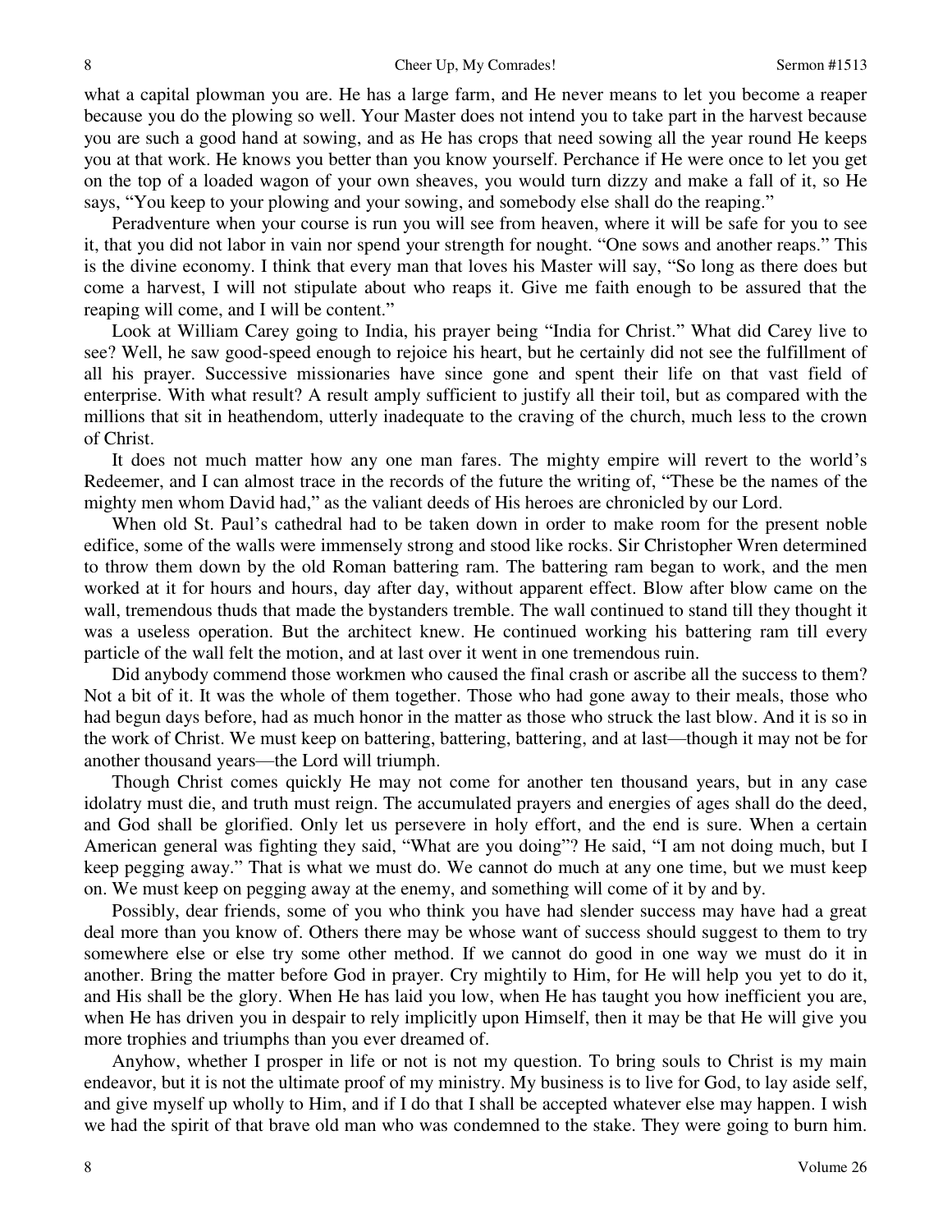what a capital plowman you are. He has a large farm, and He never means to let you become a reaper because you do the plowing so well. Your Master does not intend you to take part in the harvest because you are such a good hand at sowing, and as He has crops that need sowing all the year round He keeps you at that work. He knows you better than you know yourself. Perchance if He were once to let you get on the top of a loaded wagon of your own sheaves, you would turn dizzy and make a fall of it, so He says, "You keep to your plowing and your sowing, and somebody else shall do the reaping."

Peradventure when your course is run you will see from heaven, where it will be safe for you to see it, that you did not labor in vain nor spend your strength for nought. "One sows and another reaps." This is the divine economy. I think that every man that loves his Master will say, "So long as there does but come a harvest, I will not stipulate about who reaps it. Give me faith enough to be assured that the reaping will come, and I will be content."

Look at William Carey going to India, his prayer being "India for Christ." What did Carey live to see? Well, he saw good-speed enough to rejoice his heart, but he certainly did not see the fulfillment of all his prayer. Successive missionaries have since gone and spent their life on that vast field of enterprise. With what result? A result amply sufficient to justify all their toil, but as compared with the millions that sit in heathendom, utterly inadequate to the craving of the church, much less to the crown of Christ.

It does not much matter how any one man fares. The mighty empire will revert to the world's Redeemer, and I can almost trace in the records of the future the writing of, "These be the names of the mighty men whom David had," as the valiant deeds of His heroes are chronicled by our Lord.

When old St. Paul's cathedral had to be taken down in order to make room for the present noble edifice, some of the walls were immensely strong and stood like rocks. Sir Christopher Wren determined to throw them down by the old Roman battering ram. The battering ram began to work, and the men worked at it for hours and hours, day after day, without apparent effect. Blow after blow came on the wall, tremendous thuds that made the bystanders tremble. The wall continued to stand till they thought it was a useless operation. But the architect knew. He continued working his battering ram till every particle of the wall felt the motion, and at last over it went in one tremendous ruin.

Did anybody commend those workmen who caused the final crash or ascribe all the success to them? Not a bit of it. It was the whole of them together. Those who had gone away to their meals, those who had begun days before, had as much honor in the matter as those who struck the last blow. And it is so in the work of Christ. We must keep on battering, battering, battering, and at last—though it may not be for another thousand years—the Lord will triumph.

Though Christ comes quickly He may not come for another ten thousand years, but in any case idolatry must die, and truth must reign. The accumulated prayers and energies of ages shall do the deed, and God shall be glorified. Only let us persevere in holy effort, and the end is sure. When a certain American general was fighting they said, "What are you doing"? He said, "I am not doing much, but I keep pegging away." That is what we must do. We cannot do much at any one time, but we must keep on. We must keep on pegging away at the enemy, and something will come of it by and by.

Possibly, dear friends, some of you who think you have had slender success may have had a great deal more than you know of. Others there may be whose want of success should suggest to them to try somewhere else or else try some other method. If we cannot do good in one way we must do it in another. Bring the matter before God in prayer. Cry mightily to Him, for He will help you yet to do it, and His shall be the glory. When He has laid you low, when He has taught you how inefficient you are, when He has driven you in despair to rely implicitly upon Himself, then it may be that He will give you more trophies and triumphs than you ever dreamed of.

Anyhow, whether I prosper in life or not is not my question. To bring souls to Christ is my main endeavor, but it is not the ultimate proof of my ministry. My business is to live for God, to lay aside self, and give myself up wholly to Him, and if I do that I shall be accepted whatever else may happen. I wish we had the spirit of that brave old man who was condemned to the stake. They were going to burn him.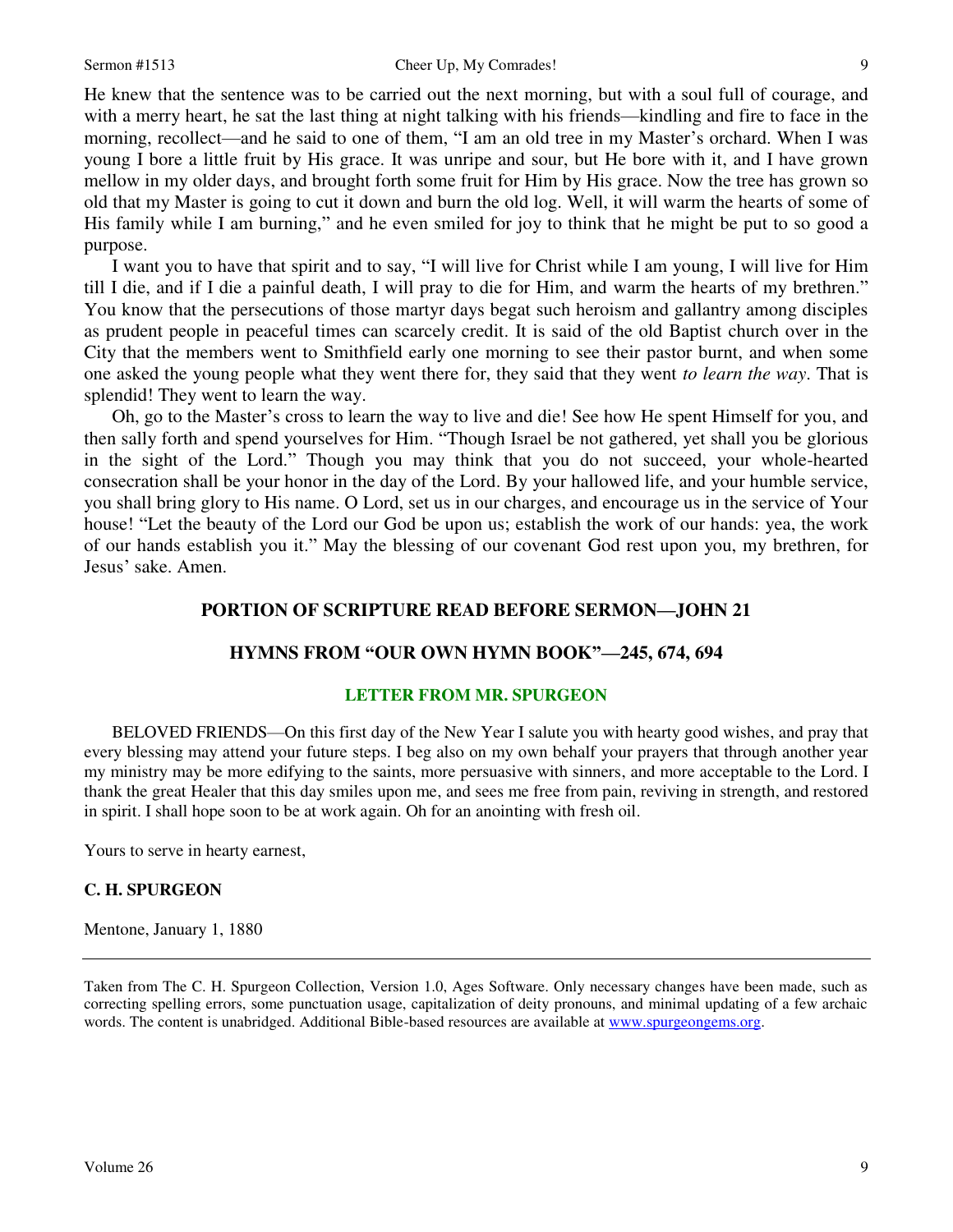He knew that the sentence was to be carried out the next morning, but with a soul full of courage, and with a merry heart, he sat the last thing at night talking with his friends—kindling and fire to face in the morning, recollect—and he said to one of them, "I am an old tree in my Master's orchard. When I was young I bore a little fruit by His grace. It was unripe and sour, but He bore with it, and I have grown mellow in my older days, and brought forth some fruit for Him by His grace. Now the tree has grown so old that my Master is going to cut it down and burn the old log. Well, it will warm the hearts of some of His family while I am burning," and he even smiled for joy to think that he might be put to so good a purpose.

I want you to have that spirit and to say, "I will live for Christ while I am young, I will live for Him till I die, and if I die a painful death, I will pray to die for Him, and warm the hearts of my brethren." You know that the persecutions of those martyr days begat such heroism and gallantry among disciples as prudent people in peaceful times can scarcely credit. It is said of the old Baptist church over in the City that the members went to Smithfield early one morning to see their pastor burnt, and when some one asked the young people what they went there for, they said that they went *to learn the way*. That is splendid! They went to learn the way.

Oh, go to the Master's cross to learn the way to live and die! See how He spent Himself for you, and then sally forth and spend yourselves for Him. "Though Israel be not gathered, yet shall you be glorious in the sight of the Lord." Though you may think that you do not succeed, your whole-hearted consecration shall be your honor in the day of the Lord. By your hallowed life, and your humble service, you shall bring glory to His name. O Lord, set us in our charges, and encourage us in the service of Your house! "Let the beauty of the Lord our God be upon us; establish the work of our hands: yea, the work of our hands establish you it." May the blessing of our covenant God rest upon you, my brethren, for Jesus' sake. Amen.

## PORTION OF SCRIPTURE READ BEFORE SERMON—JOHN 21

## HYMNS FROM "OUR OWN HYMN BOOK"—245, 674, 694

### LETTER FROM MR. SPURGEON

BELOVED FRIENDS—On this first day of the New Year I salute you with hearty good wishes, and pray that every blessing may attend your future steps. I beg also on my own behalf your prayers that through another year my ministry may be more edifying to the saints, more persuasive with sinners, and more acceptable to the Lord. I thank the great Healer that this day smiles upon me, and sees me free from pain, reviving in strength, and restored in spirit. I shall hope soon to be at work again. Oh for an anointing with fresh oil.

Yours to serve in hearty earnest,

**C. H. SPURGEON**

Mentone, January 1, 1880

---

Taken from The C. H. Spurgeon Collection, Version 1.0, Ages Software. Only necessary changes have been made, such as correcting spelling errors, some punctuation usage, capitalization of deity pronouns, and minimal updating of a few archaic words. The content is unabridged. Additional Bible-based resources are available at www.spurgeongems.org.